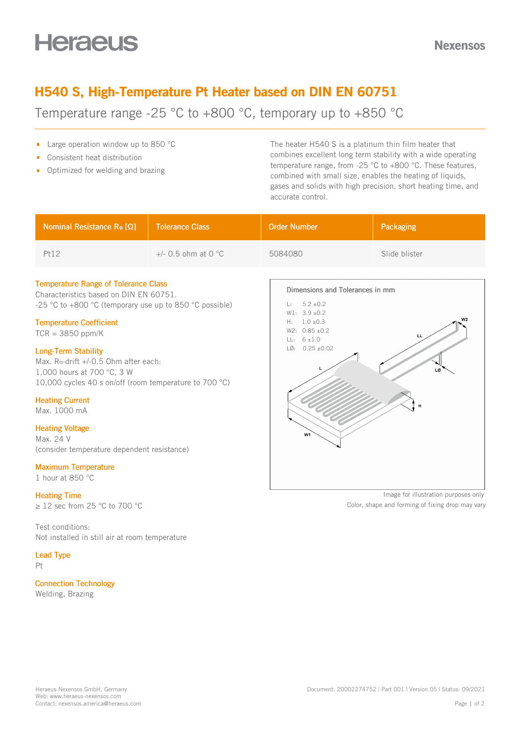# H540 S, High-Temperature Pt Heater based on DIN EN 60751

## Temperature range -25 °C to +800 °C, temporary up to +850 °C

- Large operation window up to 850 °C
- Consistent heat distribution
- Optimized for welding and brazing

The heater H540 S is a platinum thin film heater that combines excellent long term stability with a wide operating temperature range, from -25 °C to +800 °C. These features, combined with small size, enables the heating of liquids, gases and solids with high precision, short heating time, and accurate control.

| Nominal Resistance $R_0$ [Ω] | Tolerance Class | Order Number | Packaging |
|---|---|---|---|
| Pt12 | +/- 0.5 ohm at 0 °C | 5084080 | Slide blister |

### Temperature Range of Tolerance Class
Characteristics based on DIN EN 60751.
-25 °C to +800 °C (temporary use up to 850 °C possible)

### Temperature Coefficient
TCR = 3850 ppm/K

### Long-Term Stability
Max. $R_0$-drift +/-0.5 Ohm after each:
1,000 hours at 700 °C, 3 W
10,000 cycles 40 s on/off (room temperature to 700 °C)

### Heating Current
Max. 1000 mA

### Heating Voltage
Max. 24 V
(consider temperature dependent resistance)

### Maximum Temperature
1 hour at 850 °C

### Heating Time
≥ 12 sec from 25 °C to 700 °C

Test conditions:
Not installed in still air at room temperature

### Lead Type
Pt

### Connection Technology
Welding, Brazing

**Dimensions and Tolerances in mm**

- L: 5.2 ±0.2
- W1: 3.9 ±0.2
- H: 1.0 ±0.3
- W2: 0.85 ±0.2
- LL: 6 ±1.0
- LØ: 0.25 ±0.02

Image for illustration purposes only
Color, shape and forming of fixing drop may vary

Heraeus Nexensos GmbH, Germany
Web: www.heraeus-nexensos.com
Contact: nexensos.america@heraeus.com

Document: 20002274752 | Part 001 | Version 05 | Status: 09/2021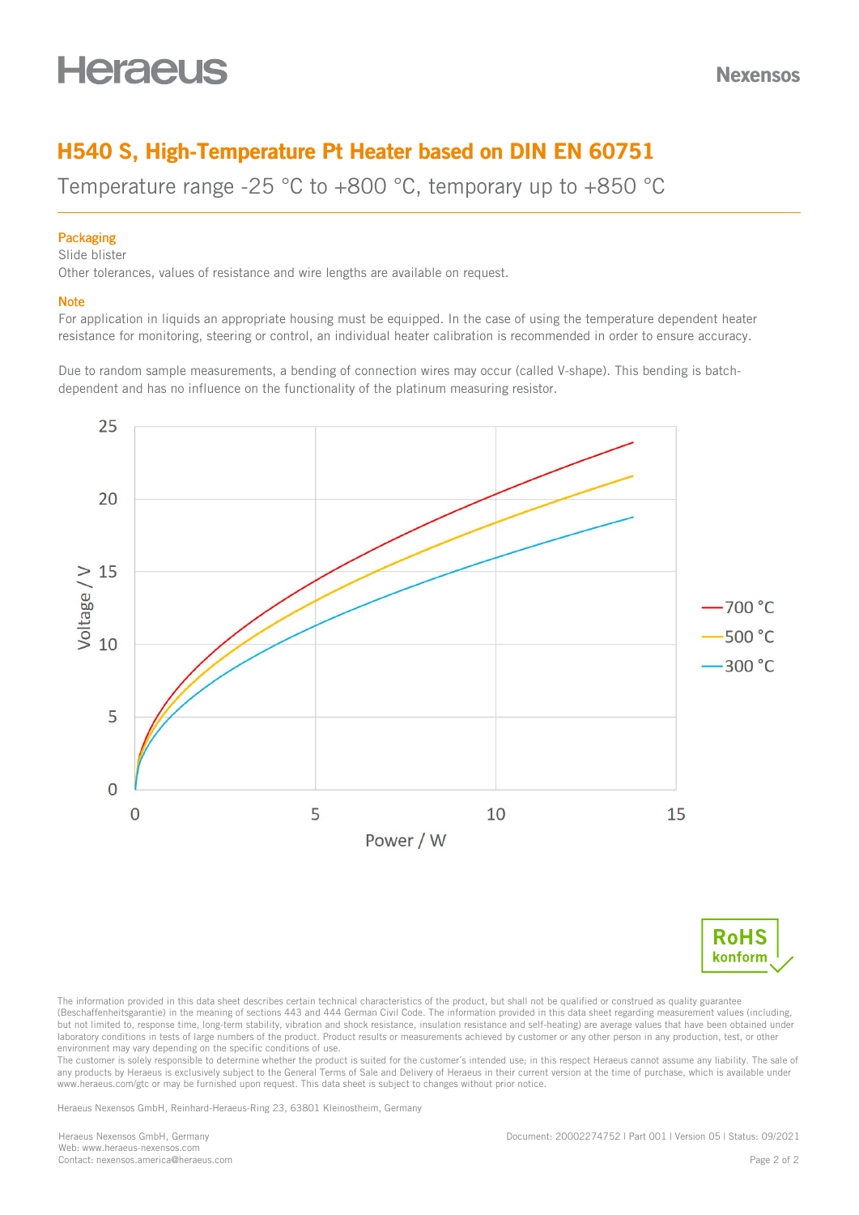# H540 S, High-Temperature Pt Heater based on DIN EN 60751

Temperature range -25 °C to +800 °C, temporary up to +850 °C

## Packaging

Slide blister

Other tolerances, values of resistance and wire lengths are available on request.

## Note

For application in liquids an appropriate housing must be equipped. In the case of using the temperature dependent heater resistance for monitoring, steering or control, an individual heater calibration is recommended in order to ensure accuracy.

Due to random sample measurements, a bending of connection wires may occur (called V-shape). This bending is batch-dependent and has no influence on the functionality of the platinum measuring resistor.

Voltage / V

25
20
15
10
5
0

0
5
10
15

Power / W

700 °C
500 °C
300 °C

RoHS konform

The information provided in this data sheet describes certain technical characteristics of the product, but shall not be qualified or construed as quality guarantee (Beschaffenheitsgarantie) in the meaning of sections 443 and 444 German Civil Code. The information provided in this data sheet regarding measurement values (including, but not limited to, response time, long-term stability, vibration and shock resistance, insulation resistance and self-heating) are average values that have been obtained under laboratory conditions in tests of large numbers of the product. Product results or measurements achieved by customer or any other person in any production, test, or other environment may vary depending on the specific conditions of use.
The customer is solely responsible to determine whether the product is suited for the customer´s intended use; in this respect Heraeus cannot assume any liability. The sale of any products by Heraeus is exclusively subject to the General Terms of Sale and Delivery of Heraeus in their current version at the time of purchase, which is available under www.heraeus.com/gtc or may be furnished upon request. This data sheet is subject to changes without prior notice.

Heraeus Nexensos GmbH, Reinhard-Heraeus-Ring 23, 63801 Kleinostheim, Germany

Heraeus Nexensos GmbH, Germany
Web: www.heraeus-nexensos.com
Contact: nexensos.america@heraeus.com

Document: 20002274752 | Part 001 | Version 05 | Status: 09/2021